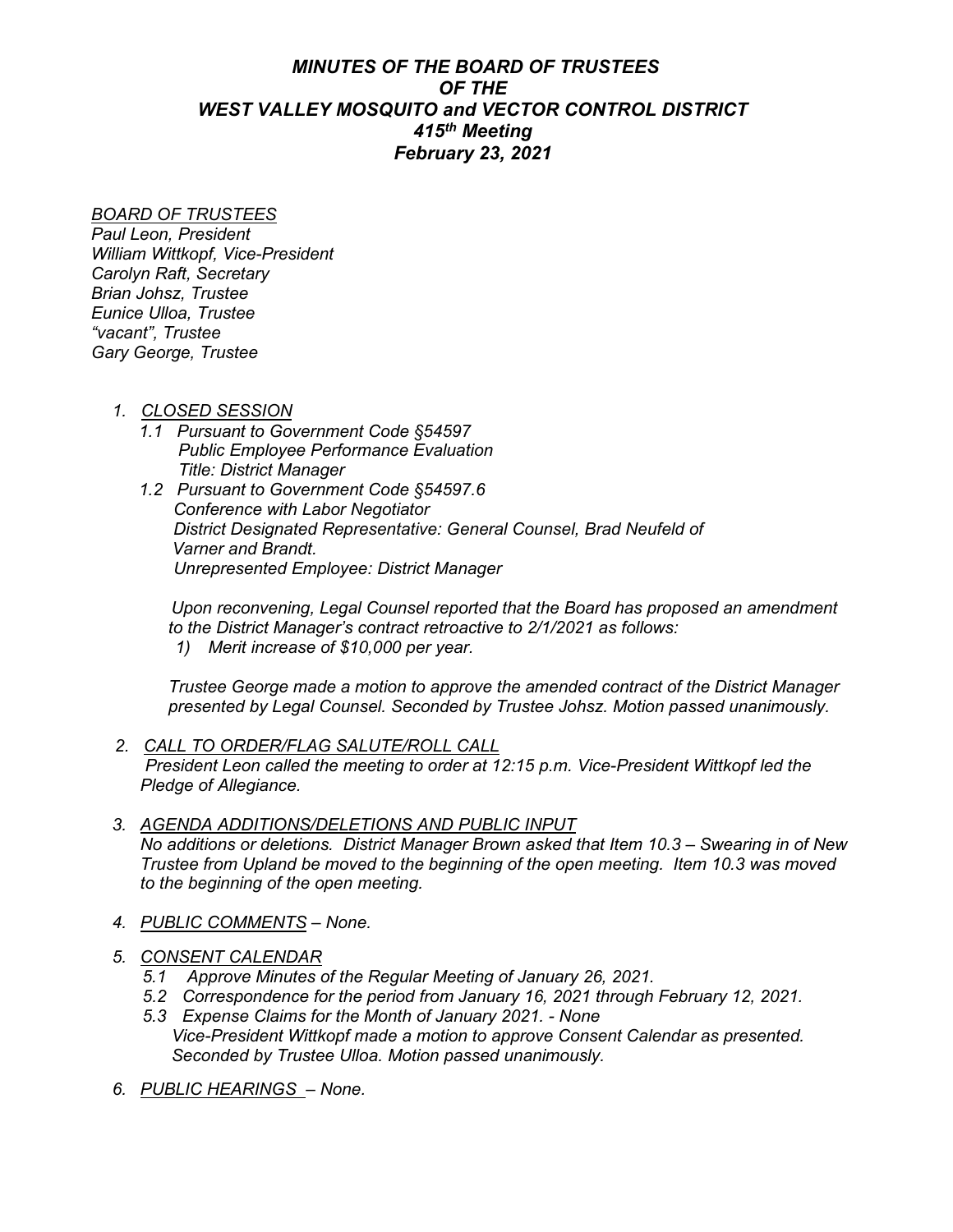# *MINUTES OF THE BOARD OF TRUSTEES OF THE WEST VALLEY MOSQUITO and VECTOR CONTROL DISTRICT*

## *415th Meeting*

## *February 23, 2021*

*BOARD OF TRUSTEES*

*Paul Leon, President*
*William Wittkopf, Vice-President*
*Carolyn Raft, Secretary*
*Brian Johsz, Trustee*
*Eunice Ulloa, Trustee*
*"vacant", Trustee*
*Gary George, Trustee*

1. *CLOSED SESSION*
   - *1.1 Pursuant to Government Code §54597*
     *Public Employee Performance Evaluation*
     *Title: District Manager*
   - *1.2 Pursuant to Government Code §54597.6*
     *Conference with Labor Negotiator*
     *District Designated Representative: General Counsel, Brad Neufeld of Varner and Brandt.*
     *Unrepresented Employee: District Manager*

   *Upon reconvening, Legal Counsel reported that the Board has proposed an amendment to the District Manager's contract retroactive to 2/1/2021 as follows:*
   1) *Merit increase of $10,000 per year.*

   *Trustee George made a motion to approve the amended contract of the District Manager presented by Legal Counsel. Seconded by Trustee Johsz. Motion passed unanimously.*

2. *CALL TO ORDER/FLAG SALUTE/ROLL CALL*
   *President Leon called the meeting to order at 12:15 p.m. Vice-President Wittkopf led the Pledge of Allegiance.*

3. *AGENDA ADDITIONS/DELETIONS AND PUBLIC INPUT*
   *No additions or deletions. District Manager Brown asked that Item 10.3 – Swearing in of New Trustee from Upland be moved to the beginning of the open meeting. Item 10.3 was moved to the beginning of the open meeting.*

4. *PUBLIC COMMENTS – None.*

5. *CONSENT CALENDAR*
   - *5.1 Approve Minutes of the Regular Meeting of January 26, 2021.*
   - *5.2 Correspondence for the period from January 16, 2021 through February 12, 2021.*
   - *5.3 Expense Claims for the Month of January 2021. - None*
     *Vice-President Wittkopf made a motion to approve Consent Calendar as presented. Seconded by Trustee Ulloa. Motion passed unanimously.*

6. *PUBLIC HEARINGS – None.*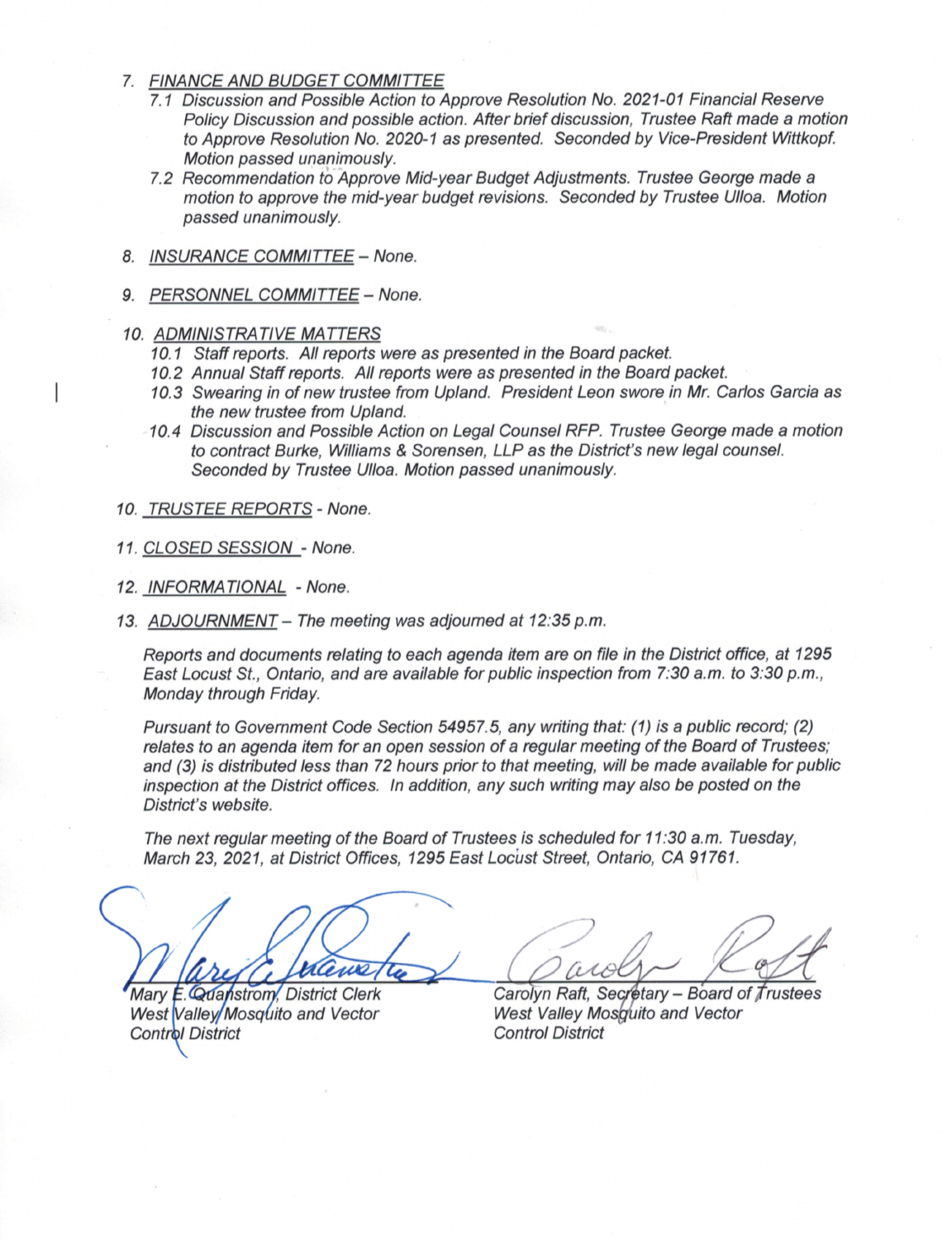7. *FINANCE AND BUDGET COMMITTEE*
   - 7.1 *Discussion and Possible Action to Approve Resolution No. 2021-01 Financial Reserve Policy Discussion and possible action. After brief discussion, Trustee Raft made a motion to Approve Resolution No. 2020-1 as presented. Seconded by Vice-President Wittkopf. Motion passed unanimously.*
   - 7.2 *Recommendation to Approve Mid-year Budget Adjustments. Trustee George made a motion to approve the mid-year budget revisions. Seconded by Trustee Ulloa. Motion passed unanimously.*

8. *INSURANCE COMMITTEE – None.*

9. *PERSONNEL COMMITTEE – None.*

10. *ADMINISTRATIVE MATTERS*
    - 10.1 *Staff reports. All reports were as presented in the Board packet.*
    - 10.2 *Annual Staff reports. All reports were as presented in the Board packet.*
    - 10.3 *Swearing in of new trustee from Upland. President Leon swore in Mr. Carlos Garcia as the new trustee from Upland.*
    - 10.4 *Discussion and Possible Action on Legal Counsel RFP. Trustee George made a motion to contract Burke, Williams & Sorensen, LLP as the District's new legal counsel. Seconded by Trustee Ulloa. Motion passed unanimously.*

10. *TRUSTEE REPORTS - None.*

11. *CLOSED SESSION - None.*

12. *INFORMATIONAL - None.*

13. *ADJOURNMENT – The meeting was adjourned at 12:35 p.m.*

*Reports and documents relating to each agenda item are on file in the District office, at 1295 East Locust St., Ontario, and are available for public inspection from 7:30 a.m. to 3:30 p.m., Monday through Friday.*

*Pursuant to Government Code Section 54957.5, any writing that: (1) is a public record; (2) relates to an agenda item for an open session of a regular meeting of the Board of Trustees; and (3) is distributed less than 72 hours prior to that meeting, will be made available for public inspection at the District offices. In addition, any such writing may also be posted on the District's website.*

*The next regular meeting of the Board of Trustees is scheduled for 11:30 a.m. Tuesday, March 23, 2021, at District Offices, 1295 East Locust Street, Ontario, CA 91761.*

*Mary E. Quanstrom, District Clerk*
*West Valley Mosquito and Vector Control District*

*Carolyn Raft, Secretary – Board of Trustees*
*West Valley Mosquito and Vector Control District*